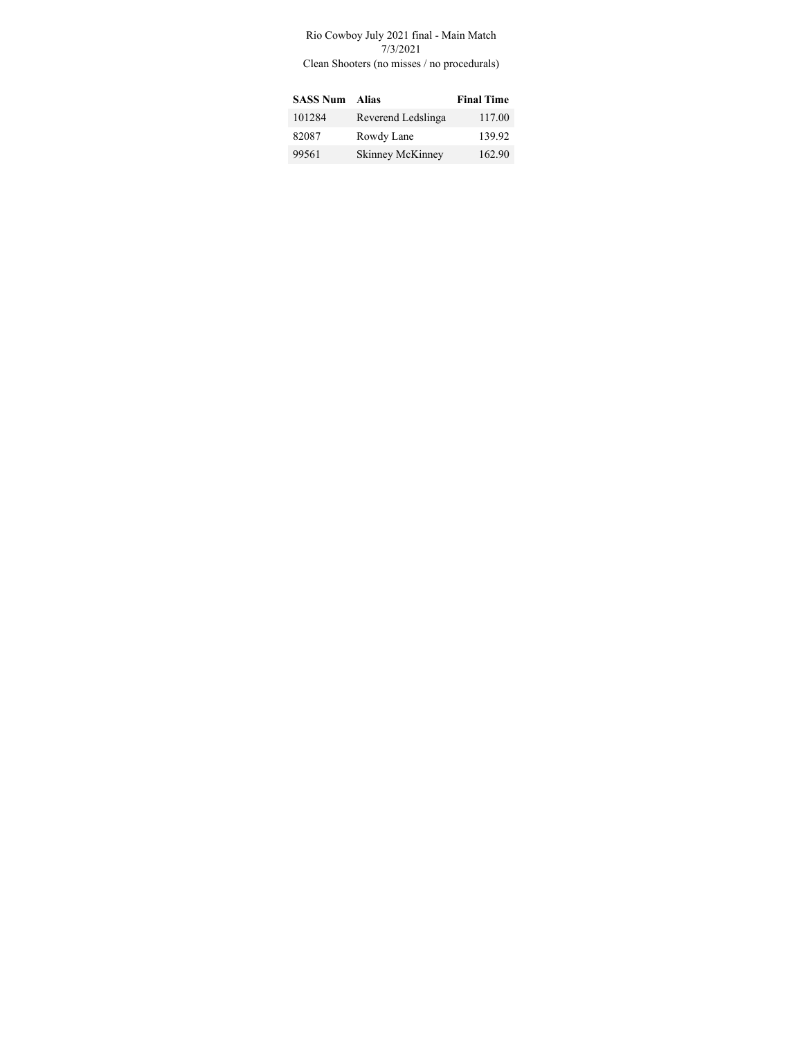Rio Cowboy July 2021 final - Main Match
7/3/2021
Clean Shooters (no misses / no procedurals)

| SASS Num | Alias | Final Time |
|---|---|---|
| 101284 | Reverend Ledslinga | 117.00 |
| 82087 | Rowdy Lane | 139.92 |
| 99561 | Skinney McKinney | 162.90 |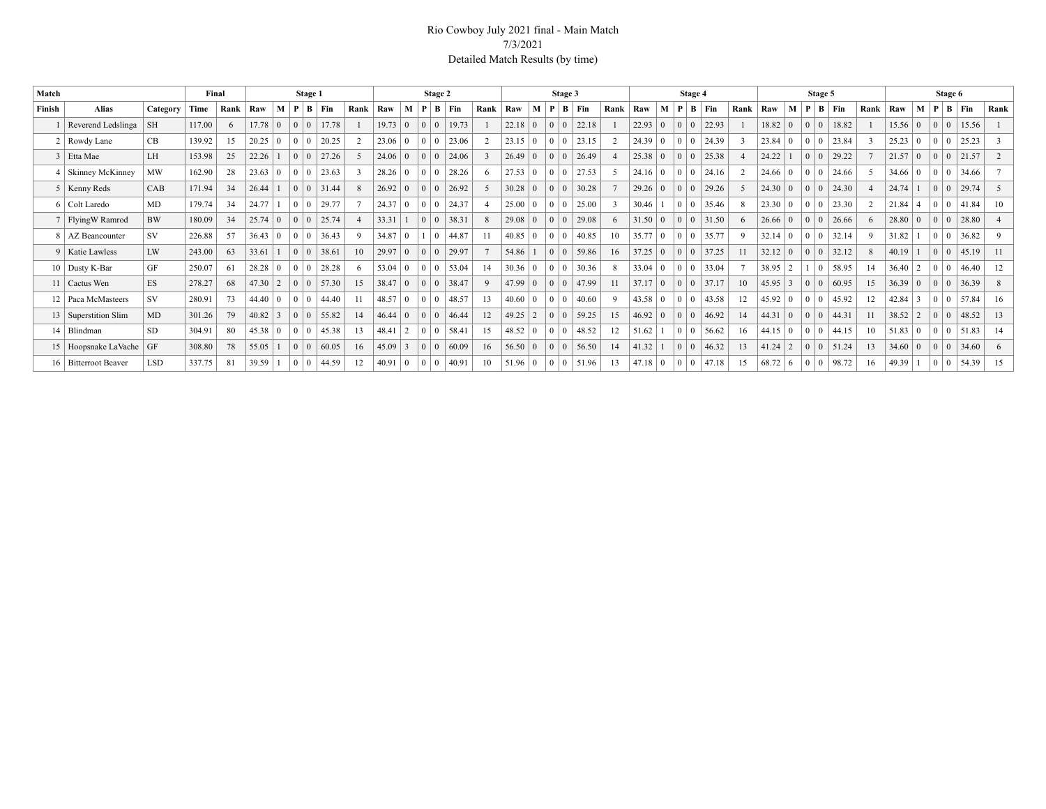Rio Cowboy July 2021 final - Main Match

7/3/2021

Detailed Match Results (by time)

| Match | | | Final | | Stage 1 | | | | | | Stage 2 | | | | | | Stage 3 | | | | | | Stage 4 | | | | | | Stage 5 | | | | | | Stage 6 | | | | | |
|---|---|---|---|---|---|---|---|---|---|---|---|---|---|---|---|---|---|---|---|---|---|---|---|---|---|---|---|---|---|---|---|---|---|---|---|---|---|---|---|---|
| Finish | Alias | Category | Time | Rank | Raw | M | P | B | Fin | Rank | Raw | M | P | B | Fin | Rank | Raw | M | P | B | Fin | Rank | Raw | M | P | B | Fin | Rank | Raw | M | P | B | Fin | Rank | Raw | M | P | B | Fin | Rank |
| 1 | Reverend Ledslinga | SH | 117.00 | 6 | 17.78 | 0 | 0 | 0 | 17.78 | 1 | 19.73 | 0 | 0 | 0 | 19.73 | 1 | 22.18 | 0 | 0 | 0 | 22.18 | 1 | 22.93 | 0 | 0 | 0 | 22.93 | 1 | 18.82 | 0 | 0 | 0 | 18.82 | 1 | 15.56 | 0 | 0 | 0 | 15.56 | 1 |
| 2 | Rowdy Lane | CB | 139.92 | 15 | 20.25 | 0 | 0 | 0 | 20.25 | 2 | 23.06 | 0 | 0 | 0 | 23.06 | 2 | 23.15 | 0 | 0 | 0 | 23.15 | 2 | 24.39 | 0 | 0 | 0 | 24.39 | 3 | 23.84 | 0 | 0 | 0 | 23.84 | 3 | 25.23 | 0 | 0 | 0 | 25.23 | 3 |
| 3 | Etta Mae | LH | 153.98 | 25 | 22.26 | 1 | 0 | 0 | 27.26 | 5 | 24.06 | 0 | 0 | 0 | 24.06 | 3 | 26.49 | 0 | 0 | 0 | 26.49 | 4 | 25.38 | 0 | 0 | 0 | 25.38 | 4 | 24.22 | 1 | 0 | 0 | 29.22 | 7 | 21.57 | 0 | 0 | 0 | 21.57 | 2 |
| 4 | Skinney McKinney | MW | 162.90 | 28 | 23.63 | 0 | 0 | 0 | 23.63 | 3 | 28.26 | 0 | 0 | 0 | 28.26 | 6 | 27.53 | 0 | 0 | 0 | 27.53 | 5 | 24.16 | 0 | 0 | 0 | 24.16 | 2 | 24.66 | 0 | 0 | 0 | 24.66 | 5 | 34.66 | 0 | 0 | 0 | 34.66 | 7 |
| 5 | Kenny Reds | CAB | 171.94 | 34 | 26.44 | 1 | 0 | 0 | 31.44 | 8 | 26.92 | 0 | 0 | 0 | 26.92 | 5 | 30.28 | 0 | 0 | 0 | 30.28 | 7 | 29.26 | 0 | 0 | 0 | 29.26 | 5 | 24.30 | 0 | 0 | 0 | 24.30 | 4 | 24.74 | 1 | 0 | 0 | 29.74 | 5 |
| 6 | Colt Laredo | MD | 179.74 | 34 | 24.77 | 1 | 0 | 0 | 29.77 | 7 | 24.37 | 0 | 0 | 0 | 24.37 | 4 | 25.00 | 0 | 0 | 0 | 25.00 | 3 | 30.46 | 1 | 0 | 0 | 35.46 | 8 | 23.30 | 0 | 0 | 0 | 23.30 | 2 | 21.84 | 4 | 0 | 0 | 41.84 | 10 |
| 7 | FlyingW Ramrod | BW | 180.09 | 34 | 25.74 | 0 | 0 | 0 | 25.74 | 4 | 33.31 | 1 | 0 | 0 | 38.31 | 8 | 29.08 | 0 | 0 | 0 | 29.08 | 6 | 31.50 | 0 | 0 | 0 | 31.50 | 6 | 26.66 | 0 | 0 | 0 | 26.66 | 6 | 28.80 | 0 | 0 | 0 | 28.80 | 4 |
| 8 | AZ Beancounter | SV | 226.88 | 57 | 36.43 | 0 | 0 | 0 | 36.43 | 9 | 34.87 | 0 | 1 | 0 | 44.87 | 11 | 40.85 | 0 | 0 | 0 | 40.85 | 10 | 35.77 | 0 | 0 | 0 | 35.77 | 9 | 32.14 | 0 | 0 | 0 | 32.14 | 9 | 31.82 | 1 | 0 | 0 | 36.82 | 9 |
| 9 | Katie Lawless | LW | 243.00 | 63 | 33.61 | 1 | 0 | 0 | 38.61 | 10 | 29.97 | 0 | 0 | 0 | 29.97 | 7 | 54.86 | 1 | 0 | 0 | 59.86 | 16 | 37.25 | 0 | 0 | 0 | 37.25 | 11 | 32.12 | 0 | 0 | 0 | 32.12 | 8 | 40.19 | 1 | 0 | 0 | 45.19 | 11 |
| 10 | Dusty K-Bar | GF | 250.07 | 61 | 28.28 | 0 | 0 | 0 | 28.28 | 6 | 53.04 | 0 | 0 | 0 | 53.04 | 14 | 30.36 | 0 | 0 | 0 | 30.36 | 8 | 33.04 | 0 | 0 | 0 | 33.04 | 7 | 38.95 | 2 | 1 | 0 | 58.95 | 14 | 36.40 | 2 | 0 | 0 | 46.40 | 12 |
| 11 | Cactus Wen | ES | 278.27 | 68 | 47.30 | 2 | 0 | 0 | 57.30 | 15 | 38.47 | 0 | 0 | 0 | 38.47 | 9 | 47.99 | 0 | 0 | 0 | 47.99 | 11 | 37.17 | 0 | 0 | 0 | 37.17 | 10 | 45.95 | 3 | 0 | 0 | 60.95 | 15 | 36.39 | 0 | 0 | 0 | 36.39 | 8 |
| 12 | Paca McMasteers | SV | 280.91 | 73 | 44.40 | 0 | 0 | 0 | 44.40 | 11 | 48.57 | 0 | 0 | 0 | 48.57 | 13 | 40.60 | 0 | 0 | 0 | 40.60 | 9 | 43.58 | 0 | 0 | 0 | 43.58 | 12 | 45.92 | 0 | 0 | 0 | 45.92 | 12 | 42.84 | 3 | 0 | 0 | 57.84 | 16 |
| 13 | Superstition Slim | MD | 301.26 | 79 | 40.82 | 3 | 0 | 0 | 55.82 | 14 | 46.44 | 0 | 0 | 0 | 46.44 | 12 | 49.25 | 2 | 0 | 0 | 59.25 | 15 | 46.92 | 0 | 0 | 0 | 46.92 | 14 | 44.31 | 0 | 0 | 0 | 44.31 | 11 | 38.52 | 2 | 0 | 0 | 48.52 | 13 |
| 14 | Blindman | SD | 304.91 | 80 | 45.38 | 0 | 0 | 0 | 45.38 | 13 | 48.41 | 2 | 0 | 0 | 58.41 | 15 | 48.52 | 0 | 0 | 0 | 48.52 | 12 | 51.62 | 1 | 0 | 0 | 56.62 | 16 | 44.15 | 0 | 0 | 0 | 44.15 | 10 | 51.83 | 0 | 0 | 0 | 51.83 | 14 |
| 15 | Hoopsnake LaVache | GF | 308.80 | 78 | 55.05 | 1 | 0 | 0 | 60.05 | 16 | 45.09 | 3 | 0 | 0 | 60.09 | 16 | 56.50 | 0 | 0 | 0 | 56.50 | 14 | 41.32 | 1 | 0 | 0 | 46.32 | 13 | 41.24 | 2 | 0 | 0 | 51.24 | 13 | 34.60 | 0 | 0 | 0 | 34.60 | 6 |
| 16 | Bitterroot Beaver | LSD | 337.75 | 81 | 39.59 | 1 | 0 | 0 | 44.59 | 12 | 40.91 | 0 | 0 | 0 | 40.91 | 10 | 51.96 | 0 | 0 | 0 | 51.96 | 13 | 47.18 | 0 | 0 | 0 | 47.18 | 15 | 68.72 | 6 | 0 | 0 | 98.72 | 16 | 49.39 | 1 | 0 | 0 | 54.39 | 15 |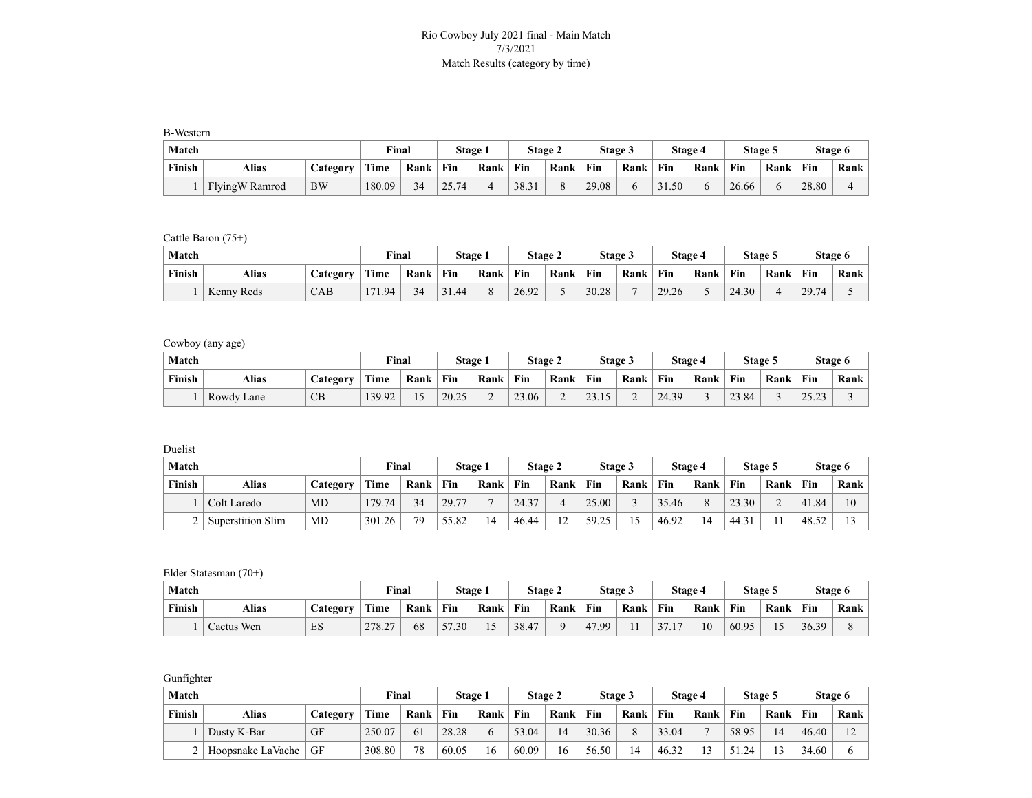Rio Cowboy July 2021 final - Main Match
7/3/2021
Match Results (category by time)

B-Western

| Match | | | Final | | Stage 1 | | Stage 2 | | Stage 3 | | Stage 4 | | Stage 5 | | Stage 6 | |
|---|---|---|---|---|---|---|---|---|---|---|---|---|---|---|---|---|
| Finish | Alias | Category | Time | Rank | Fin | Rank | Fin | Rank | Fin | Rank | Fin | Rank | Fin | Rank | Fin | Rank |
| 1 | FlyingW Ramrod | BW | 180.09 | 34 | 25.74 | 4 | 38.31 | 8 | 29.08 | 6 | 31.50 | 6 | 26.66 | 6 | 28.80 | 4 |

Cattle Baron (75+)

| Match | | | Final | | Stage 1 | | Stage 2 | | Stage 3 | | Stage 4 | | Stage 5 | | Stage 6 | |
|---|---|---|---|---|---|---|---|---|---|---|---|---|---|---|---|---|
| Finish | Alias | Category | Time | Rank | Fin | Rank | Fin | Rank | Fin | Rank | Fin | Rank | Fin | Rank | Fin | Rank |
| 1 | Kenny Reds | CAB | 171.94 | 34 | 31.44 | 8 | 26.92 | 5 | 30.28 | 7 | 29.26 | 5 | 24.30 | 4 | 29.74 | 5 |

Cowboy (any age)

| Match | | | Final | | Stage 1 | | Stage 2 | | Stage 3 | | Stage 4 | | Stage 5 | | Stage 6 | |
|---|---|---|---|---|---|---|---|---|---|---|---|---|---|---|---|---|
| Finish | Alias | Category | Time | Rank | Fin | Rank | Fin | Rank | Fin | Rank | Fin | Rank | Fin | Rank | Fin | Rank |
| 1 | Rowdy Lane | CB | 139.92 | 15 | 20.25 | 2 | 23.06 | 2 | 23.15 | 2 | 24.39 | 3 | 23.84 | 3 | 25.23 | 3 |

Duelist

| Match | | | Final | | Stage 1 | | Stage 2 | | Stage 3 | | Stage 4 | | Stage 5 | | Stage 6 | |
|---|---|---|---|---|---|---|---|---|---|---|---|---|---|---|---|---|
| Finish | Alias | Category | Time | Rank | Fin | Rank | Fin | Rank | Fin | Rank | Fin | Rank | Fin | Rank | Fin | Rank |
| 1 | Colt Laredo | MD | 179.74 | 34 | 29.77 | 7 | 24.37 | 4 | 25.00 | 3 | 35.46 | 8 | 23.30 | 2 | 41.84 | 10 |
| 2 | Superstition Slim | MD | 301.26 | 79 | 55.82 | 14 | 46.44 | 12 | 59.25 | 15 | 46.92 | 14 | 44.31 | 11 | 48.52 | 13 |

Elder Statesman (70+)

| Match | | | Final | | Stage 1 | | Stage 2 | | Stage 3 | | Stage 4 | | Stage 5 | | Stage 6 | |
|---|---|---|---|---|---|---|---|---|---|---|---|---|---|---|---|---|
| Finish | Alias | Category | Time | Rank | Fin | Rank | Fin | Rank | Fin | Rank | Fin | Rank | Fin | Rank | Fin | Rank |
| 1 | Cactus Wen | ES | 278.27 | 68 | 57.30 | 15 | 38.47 | 9 | 47.99 | 11 | 37.17 | 10 | 60.95 | 15 | 36.39 | 8 |

Gunfighter

| Match | | | Final | | Stage 1 | | Stage 2 | | Stage 3 | | Stage 4 | | Stage 5 | | Stage 6 | |
|---|---|---|---|---|---|---|---|---|---|---|---|---|---|---|---|---|
| Finish | Alias | Category | Time | Rank | Fin | Rank | Fin | Rank | Fin | Rank | Fin | Rank | Fin | Rank | Fin | Rank |
| 1 | Dusty K-Bar | GF | 250.07 | 61 | 28.28 | 6 | 53.04 | 14 | 30.36 | 8 | 33.04 | 7 | 58.95 | 14 | 46.40 | 12 |
| 2 | Hoopsnake LaVache | GF | 308.80 | 78 | 60.05 | 16 | 60.09 | 16 | 56.50 | 14 | 46.32 | 13 | 51.24 | 13 | 34.60 | 6 |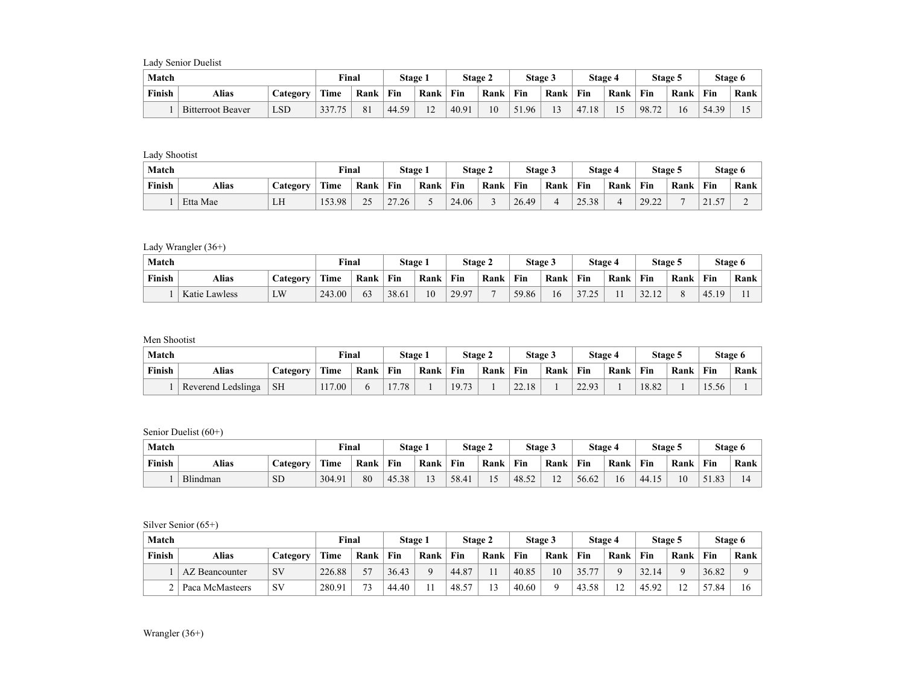Lady Senior Duelist

| Match | | | Final | | Stage 1 | | Stage 2 | | Stage 3 | | Stage 4 | | Stage 5 | | Stage 6 | |
|---|---|---|---|---|---|---|---|---|---|---|---|---|---|---|---|---|
| Finish | Alias | Category | Time | Rank | Fin | Rank | Fin | Rank | Fin | Rank | Fin | Rank | Fin | Rank | Fin | Rank |
| 1 | Bitterroot Beaver | LSD | 337.75 | 81 | 44.59 | 12 | 40.91 | 10 | 51.96 | 13 | 47.18 | 15 | 98.72 | 16 | 54.39 | 15 |

Lady Shootist

| Match | | | Final | | Stage 1 | | Stage 2 | | Stage 3 | | Stage 4 | | Stage 5 | | Stage 6 | |
|---|---|---|---|---|---|---|---|---|---|---|---|---|---|---|---|---|
| Finish | Alias | Category | Time | Rank | Fin | Rank | Fin | Rank | Fin | Rank | Fin | Rank | Fin | Rank | Fin | Rank |
| 1 | Etta Mae | LH | 153.98 | 25 | 27.26 | 5 | 24.06 | 3 | 26.49 | 4 | 25.38 | 4 | 29.22 | 7 | 21.57 | 2 |

Lady Wrangler (36+)

| Match | | | Final | | Stage 1 | | Stage 2 | | Stage 3 | | Stage 4 | | Stage 5 | | Stage 6 | |
|---|---|---|---|---|---|---|---|---|---|---|---|---|---|---|---|---|
| Finish | Alias | Category | Time | Rank | Fin | Rank | Fin | Rank | Fin | Rank | Fin | Rank | Fin | Rank | Fin | Rank |
| 1 | Katie Lawless | LW | 243.00 | 63 | 38.61 | 10 | 29.97 | 7 | 59.86 | 16 | 37.25 | 11 | 32.12 | 8 | 45.19 | 11 |

Men Shootist

| Match | | | Final | | Stage 1 | | Stage 2 | | Stage 3 | | Stage 4 | | Stage 5 | | Stage 6 | |
|---|---|---|---|---|---|---|---|---|---|---|---|---|---|---|---|---|
| Finish | Alias | Category | Time | Rank | Fin | Rank | Fin | Rank | Fin | Rank | Fin | Rank | Fin | Rank | Fin | Rank |
| 1 | Reverend Ledslinga | SH | 117.00 | 6 | 17.78 | 1 | 19.73 | 1 | 22.18 | 1 | 22.93 | 1 | 18.82 | 1 | 15.56 | 1 |

Senior Duelist (60+)

| Match | | | Final | | Stage 1 | | Stage 2 | | Stage 3 | | Stage 4 | | Stage 5 | | Stage 6 | |
|---|---|---|---|---|---|---|---|---|---|---|---|---|---|---|---|---|
| Finish | Alias | Category | Time | Rank | Fin | Rank | Fin | Rank | Fin | Rank | Fin | Rank | Fin | Rank | Fin | Rank |
| 1 | Blindman | SD | 304.91 | 80 | 45.38 | 13 | 58.41 | 15 | 48.52 | 12 | 56.62 | 16 | 44.15 | 10 | 51.83 | 14 |

Silver Senior (65+)

| Match | | | Final | | Stage 1 | | Stage 2 | | Stage 3 | | Stage 4 | | Stage 5 | | Stage 6 | |
|---|---|---|---|---|---|---|---|---|---|---|---|---|---|---|---|---|
| Finish | Alias | Category | Time | Rank | Fin | Rank | Fin | Rank | Fin | Rank | Fin | Rank | Fin | Rank | Fin | Rank |
| 1 | AZ Beancounter | SV | 226.88 | 57 | 36.43 | 9 | 44.87 | 11 | 40.85 | 10 | 35.77 | 9 | 32.14 | 9 | 36.82 | 9 |
| 2 | Paca McMasteers | SV | 280.91 | 73 | 44.40 | 11 | 48.57 | 13 | 40.60 | 9 | 43.58 | 12 | 45.92 | 12 | 57.84 | 16 |

Wrangler (36+)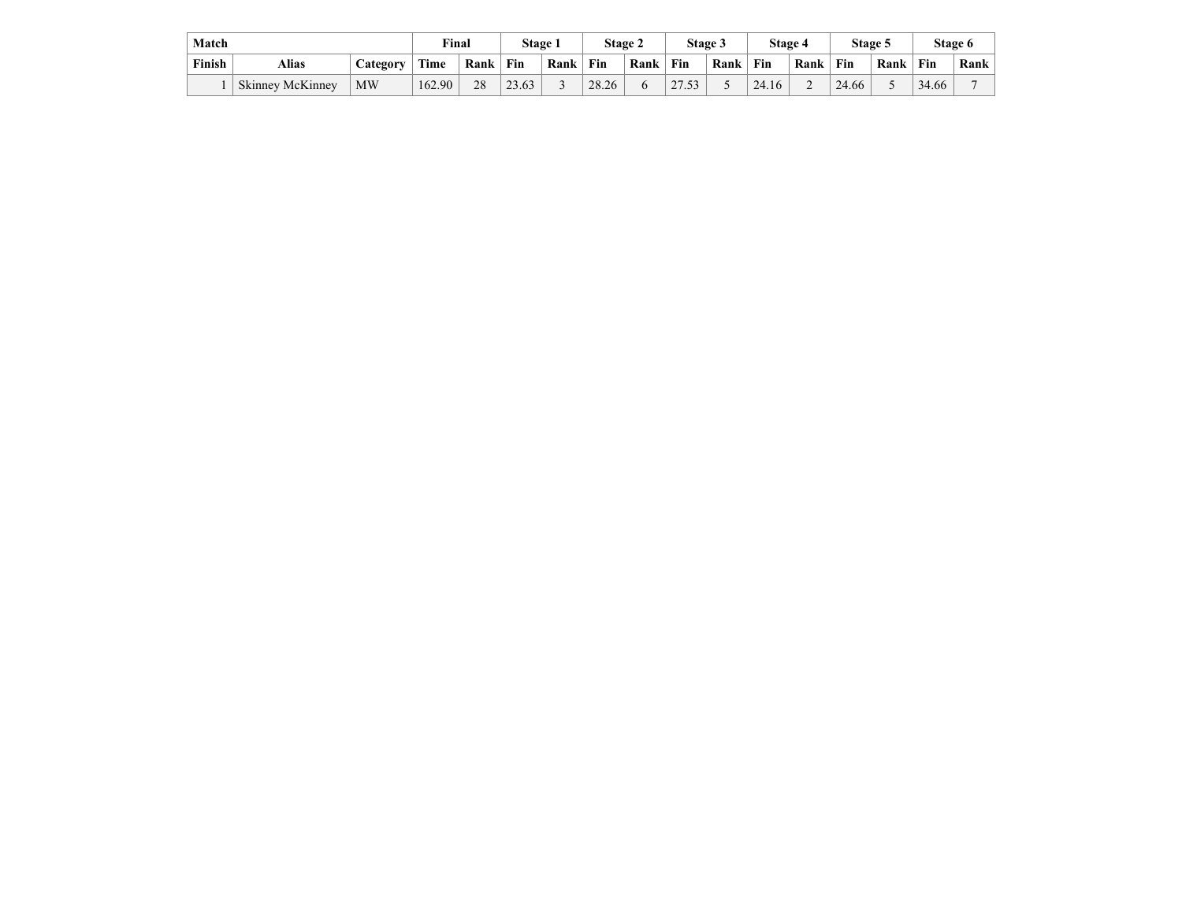| Match | | | Final | | Stage 1 | | Stage 2 | | Stage 3 | | Stage 4 | | Stage 5 | | Stage 6 | |
|---|---|---|---|---|---|---|---|---|---|---|---|---|---|---|---|---|
| Finish | Alias | Category | Time | Rank | Fin | Rank | Fin | Rank | Fin | Rank | Fin | Rank | Fin | Rank | Fin | Rank |
| 1 | Skinney McKinney | MW | 162.90 | 28 | 23.63 | 3 | 28.26 | 6 | 27.53 | 5 | 24.16 | 2 | 24.66 | 5 | 34.66 | 7 |